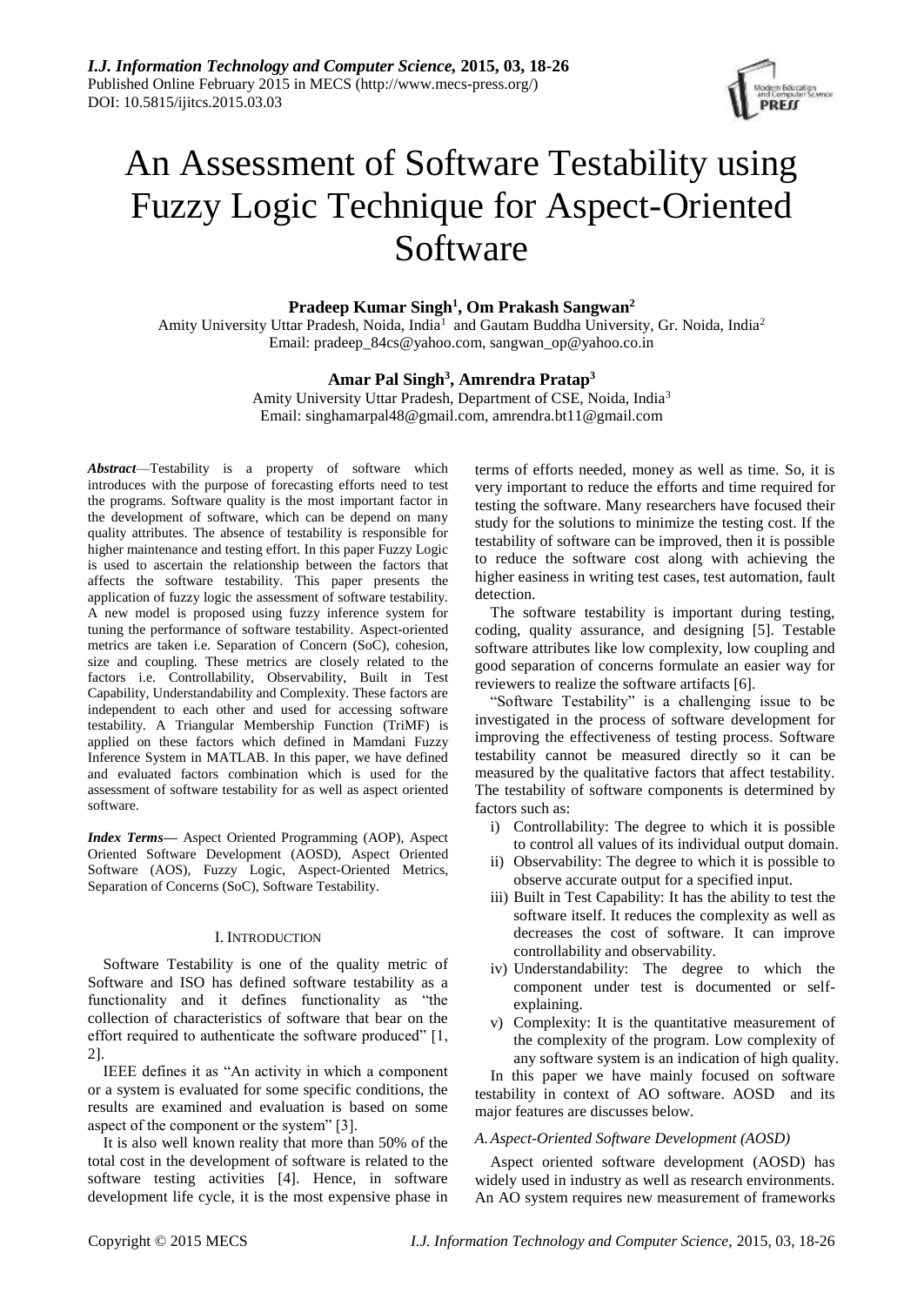# An Assessment of Software Testability using Fuzzy Logic Technique for Aspect-Oriented Software

**Pradeep Kumar Singh[1], Om Prakash Sangwan[2]**

Amity University Uttar Pradesh, Noida, India[1] and Gautam Buddha University, Gr. Noida, India[2]
Email: pradeep_84cs@yahoo.com, sangwan_op@yahoo.co.in

**Amar Pal Singh[3], Amrendra Pratap[3]**

Amity University Uttar Pradesh, Department of CSE, Noida, India[3]
Email: singhamarpal48@gmail.com, amrendra.bt11@gmail.com

***Abstract*****—**Testability is a property of software which introduces with the purpose of forecasting efforts need to test the programs. Software quality is the most important factor in the development of software, which can be depend on many quality attributes. The absence of testability is responsible for higher maintenance and testing effort. In this paper Fuzzy Logic is used to ascertain the relationship between the factors that affects the software testability. This paper presents the application of fuzzy logic the assessment of software testability. A new model is proposed using fuzzy inference system for tuning the performance of software testability. Aspect-oriented metrics are taken i.e. Separation of Concern (SoC), cohesion, size and coupling. These metrics are closely related to the factors i.e. Controllability, Observability, Built in Test Capability, Understandability and Complexity. These factors are independent to each other and used for accessing software testability. A Triangular Membership Function (TriMF) is applied on these factors which defined in Mamdani Fuzzy Inference System in MATLAB. In this paper, we have defined and evaluated factors combination which is used for the assessment of software testability for as well as aspect oriented software.

***Index Terms*****—** Aspect Oriented Programming (AOP), Aspect Oriented Software Development (AOSD), Aspect Oriented Software (AOS), Fuzzy Logic, Aspect-Oriented Metrics, Separation of Concerns (SoC), Software Testability.

## I. INTRODUCTION

Software Testability is one of the quality metric of Software and ISO has defined software testability as a functionality and it defines functionality as "the collection of characteristics of software that bear on the effort required to authenticate the software produced" [1, 2].

IEEE defines it as "An activity in which a component or a system is evaluated for some specific conditions, the results are examined and evaluation is based on some aspect of the component or the system" [3].

It is also well known reality that more than 50% of the total cost in the development of software is related to the software testing activities [4]. Hence, in software development life cycle, it is the most expensive phase in terms of efforts needed, money as well as time. So, it is very important to reduce the efforts and time required for testing the software. Many researchers have focused their study for the solutions to minimize the testing cost. If the testability of software can be improved, then it is possible to reduce the software cost along with achieving the higher easiness in writing test cases, test automation, fault detection.

The software testability is important during testing, coding, quality assurance, and designing [5]. Testable software attributes like low complexity, low coupling and good separation of concerns formulate an easier way for reviewers to realize the software artifacts [6].

"Software Testability" is a challenging issue to be investigated in the process of software development for improving the effectiveness of testing process. Software testability cannot be measured directly so it can be measured by the qualitative factors that affect testability. The testability of software components is determined by factors such as:

i) Controllability: The degree to which it is possible to control all values of its individual output domain.
ii) Observability: The degree to which it is possible to observe accurate output for a specified input.
iii) Built in Test Capability: It has the ability to test the software itself. It reduces the complexity as well as decreases the cost of software. It can improve controllability and observability.
iv) Understandability: The degree to which the component under test is documented or self-explaining.
v) Complexity: It is the quantitative measurement of the complexity of the program. Low complexity of any software system is an indication of high quality.

In this paper we have mainly focused on software testability in context of AO software. AOSD and its major features are discusses below.

### *A. Aspect-Oriented Software Development (AOSD)*

Aspect oriented software development (AOSD) has widely used in industry as well as research environments. An AO system requires new measurement of frameworks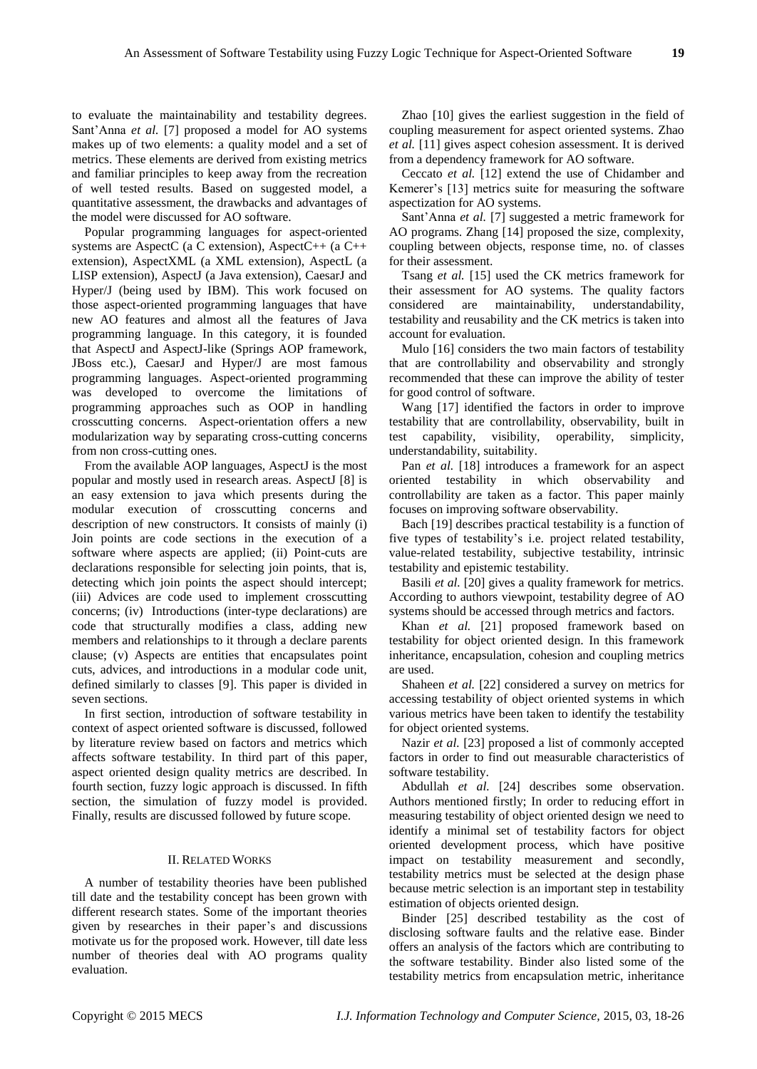to evaluate the maintainability and testability degrees. Sant'Anna *et al.* [7] proposed a model for AO systems makes up of two elements: a quality model and a set of metrics. These elements are derived from existing metrics and familiar principles to keep away from the recreation of well tested results. Based on suggested model, a quantitative assessment, the drawbacks and advantages of the model were discussed for AO software.

Popular programming languages for aspect-oriented systems are AspectC (a C extension), AspectC++ (a C++ extension), AspectXML (a XML extension), AspectL (a LISP extension), AspectJ (a Java extension), CaesarJ and Hyper/J (being used by IBM). This work focused on those aspect-oriented programming languages that have new AO features and almost all the features of Java programming language. In this category, it is founded that AspectJ and AspectJ-like (Springs AOP framework, JBoss etc.), CaesarJ and Hyper/J are most famous programming languages. Aspect-oriented programming was developed to overcome the limitations of programming approaches such as OOP in handling crosscutting concerns. Aspect-orientation offers a new modularization way by separating cross-cutting concerns from non cross-cutting ones.

From the available AOP languages, AspectJ is the most popular and mostly used in research areas. AspectJ [8] is an easy extension to java which presents during the modular execution of crosscutting concerns and description of new constructors. It consists of mainly (i) Join points are code sections in the execution of a software where aspects are applied; (ii) Point-cuts are declarations responsible for selecting join points, that is, detecting which join points the aspect should intercept; (iii) Advices are code used to implement crosscutting concerns; (iv) Introductions (inter-type declarations) are code that structurally modifies a class, adding new members and relationships to it through a declare parents clause; (v) Aspects are entities that encapsulates point cuts, advices, and introductions in a modular code unit, defined similarly to classes [9]. This paper is divided in seven sections.

In first section, introduction of software testability in context of aspect oriented software is discussed, followed by literature review based on factors and metrics which affects software testability. In third part of this paper, aspect oriented design quality metrics are described. In fourth section, fuzzy logic approach is discussed. In fifth section, the simulation of fuzzy model is provided. Finally, results are discussed followed by future scope.

## II. Related Works

A number of testability theories have been published till date and the testability concept has been grown with different research states. Some of the important theories given by researches in their paper's and discussions motivate us for the proposed work. However, till date less number of theories deal with AO programs quality evaluation.

Zhao [10] gives the earliest suggestion in the field of coupling measurement for aspect oriented systems. Zhao *et al.* [11] gives aspect cohesion assessment. It is derived from a dependency framework for AO software.

Ceccato *et al.* [12] extend the use of Chidamber and Kemerer's [13] metrics suite for measuring the software aspectization for AO systems.

Sant'Anna *et al.* [7] suggested a metric framework for AO programs. Zhang [14] proposed the size, complexity, coupling between objects, response time, no. of classes for their assessment.

Tsang *et al.* [15] used the CK metrics framework for their assessment for AO systems. The quality factors considered are maintainability, understandability, testability and reusability and the CK metrics is taken into account for evaluation.

Mulo [16] considers the two main factors of testability that are controllability and observability and strongly recommended that these can improve the ability of tester for good control of software.

Wang [17] identified the factors in order to improve testability that are controllability, observability, built in test capability, visibility, operability, simplicity, understandability, suitability.

Pan *et al.* [18] introduces a framework for an aspect oriented testability in which observability and controllability are taken as a factor. This paper mainly focuses on improving software observability.

Bach [19] describes practical testability is a function of five types of testability's i.e. project related testability, value-related testability, subjective testability, intrinsic testability and epistemic testability.

Basili *et al.* [20] gives a quality framework for metrics. According to authors viewpoint, testability degree of AO systems should be accessed through metrics and factors.

Khan *et al.* [21] proposed framework based on testability for object oriented design. In this framework inheritance, encapsulation, cohesion and coupling metrics are used.

Shaheen *et al.* [22] considered a survey on metrics for accessing testability of object oriented systems in which various metrics have been taken to identify the testability for object oriented systems.

Nazir *et al.* [23] proposed a list of commonly accepted factors in order to find out measurable characteristics of software testability.

Abdullah *et al.* [24] describes some observation. Authors mentioned firstly; In order to reducing effort in measuring testability of object oriented design we need to identify a minimal set of testability factors for object oriented development process, which have positive impact on testability measurement and secondly, testability metrics must be selected at the design phase because metric selection is an important step in testability estimation of objects oriented design.

Binder [25] described testability as the cost of disclosing software faults and the relative ease. Binder offers an analysis of the factors which are contributing to the software testability. Binder also listed some of the testability metrics from encapsulation metric, inheritance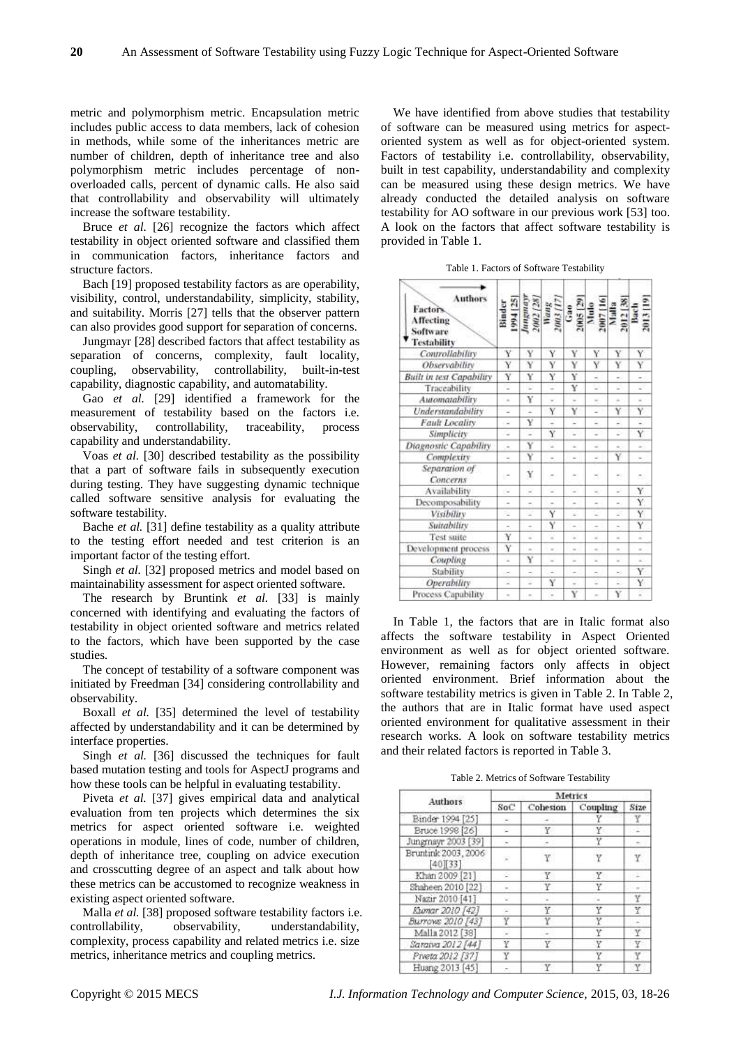metric and polymorphism metric. Encapsulation metric includes public access to data members, lack of cohesion in methods, while some of the inheritances metric are number of children, depth of inheritance tree and also polymorphism metric includes percentage of non-overloaded calls, percent of dynamic calls. He also said that controllability and observability will ultimately increase the software testability.

Bruce *et al.* [26] recognize the factors which affect testability in object oriented software and classified them in communication factors, inheritance factors and structure factors.

Bach [19] proposed testability factors as are operability, visibility, control, understandability, simplicity, stability, and suitability. Morris [27] tells that the observer pattern can also provides good support for separation of concerns.

Jungmayr [28] described factors that affect testability as separation of concerns, complexity, fault locality, coupling, observability, controllability, built-in-test capability, diagnostic capability, and automatability.

Gao *et al.* [29] identified a framework for the measurement of testability based on the factors i.e. observability, controllability, traceability, process capability and understandability.

Voas *et al.* [30] described testability as the possibility that a part of software fails in subsequently execution during testing. They have suggesting dynamic technique called software sensitive analysis for evaluating the software testability.

Bache *et al.* [31] define testability as a quality attribute to the testing effort needed and test criterion is an important factor of the testing effort.

Singh *et al.* [32] proposed metrics and model based on maintainability assessment for aspect oriented software.

The research by Bruntink *et al.* [33] is mainly concerned with identifying and evaluating the factors of testability in object oriented software and metrics related to the factors, which have been supported by the case studies.

The concept of testability of a software component was initiated by Freedman [34] considering controllability and observability.

Boxall *et al.* [35] determined the level of testability affected by understandability and it can be determined by interface properties.

Singh *et al.* [36] discussed the techniques for fault based mutation testing and tools for AspectJ programs and how these tools can be helpful in evaluating testability.

Piveta *et al.* [37] gives empirical data and analytical evaluation from ten projects which determines the six metrics for aspect oriented software i.e. weighted operations in module, lines of code, number of children, depth of inheritance tree, coupling on advice execution and crosscutting degree of an aspect and talk about how these metrics can be accustomed to recognize weakness in existing aspect oriented software.

Malla *et al.* [38] proposed software testability factors i.e. controllability, observability, understandability, complexity, process capability and related metrics i.e. size metrics, inheritance metrics and coupling metrics.

We have identified from above studies that testability of software can be measured using metrics for aspect-oriented system as well as for object-oriented system. Factors of testability i.e. controllability, observability, built in test capability, understandability and complexity can be measured using these design metrics. We have already conducted the detailed analysis on software testability for AO software in our previous work [53] too. A look on the factors that affect software testability is provided in Table 1.

Table 1. Factors of Software Testability

| Factors Affecting Software Testability \ Authors | Binder 1994 [25] | *Jungmayr 2002 [28]* | *Wang 2003 [17]* | Gao 2005 [29] | Mulo 2007 [16] | Malla 2012 [38] | Bach 2013 [19] |
|---|---|---|---|---|---|---|---|
| *Controllability* | Y | Y | Y | Y | Y | Y | Y |
| *Observability* | Y | Y | Y | Y | Y | Y | Y |
| *Built in test Capability* | Y | Y | Y | Y | - | - | - |
| Traceability | - | - | - | Y | - | - | - |
| *Automatability* | - | Y | - | - | - | - | - |
| *Understandability* | - | - | Y | Y | - | Y | Y |
| *Fault Locality* | - | Y | - | - | - | - | - |
| *Simplicity* | - | - | Y | - | - | - | Y |
| *Diagnostic Capability* | - | Y | - | - | - | - | - |
| *Complexity* | - | Y | - | - | - | Y | - |
| *Separation of Concerns* | - | Y | - | - | - | - | - |
| Availability | - | - | - | - | - | - | Y |
| Decomposability | - | - | - | - | - | - | Y |
| *Visibility* | - | - | Y | - | - | - | Y |
| *Suitability* | - | - | Y | - | - | - | Y |
| Test suite | Y | - | - | - | - | - | - |
| Development process | Y | - | - | - | - | - | - |
| *Coupling* | - | Y | - | - | - | - | - |
| Stability | - | - | - | - | - | - | Y |
| *Operability* | - | - | Y | - | - | - | Y |
| Process Capability | - | - | - | Y | - | Y | - |

In Table 1, the factors that are in Italic format also affects the software testability in Aspect Oriented environment as well as for object oriented software. However, remaining factors only affects in object oriented environment. Brief information about the software testability metrics is given in Table 2. In Table 2, the authors that are in Italic format have used aspect oriented environment for qualitative assessment in their research works. A look on software testability metrics and their related factors is reported in Table 3.

Table 2. Metrics of Software Testability

| Authors | Metrics | | | |
|---|---|---|---|---|
| | SoC | Cohesion | Coupling | Size |
| Binder 1994 [25] | - | - | Y | Y |
| Bruce 1998 [26] | - | Y | Y | - |
| Jungmayr 2003 [39] | - | - | Y | - |
| Bruntink 2003, 2006 [40][33] | - | Y | Y | Y |
| Khan 2009 [21] | - | Y | Y | - |
| Shaheen 2010 [22] | - | Y | Y | - |
| Nazir 2010 [41] | - | - | - | Y |
| *Kumar 2010 [42]* | - | Y | Y | Y |
| *Burrows 2010 [43]* | Y | Y | Y | - |
| Malla 2012 [38] | - | - | Y | Y |
| *Sarawa 2012 [44]* | Y | Y | Y | Y |
| *Piveta 2012 [37]* | Y | | Y | Y |
| Huang 2013 [45] | - | Y | Y | Y |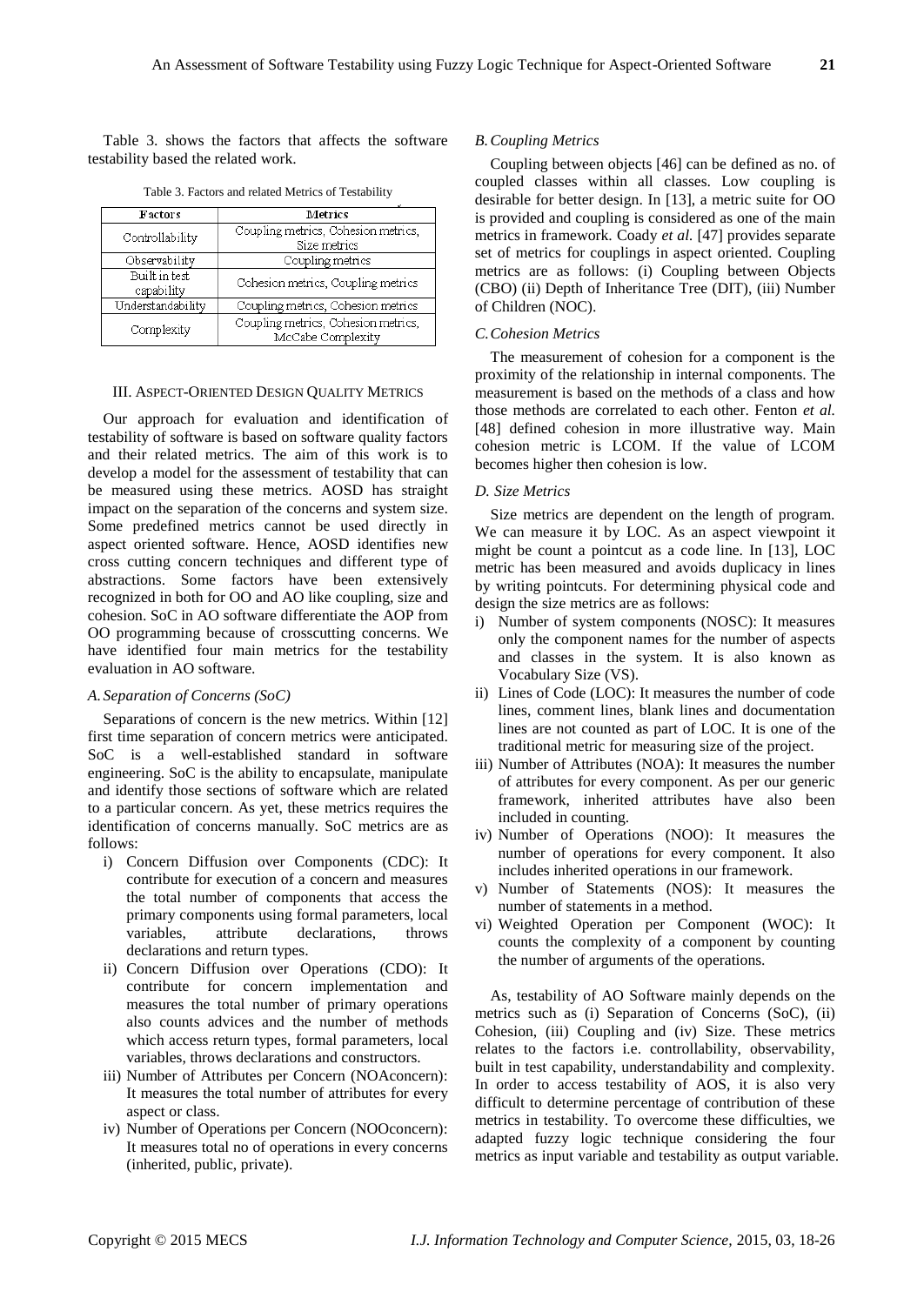Table 3. shows the factors that affects the software testability based the related work.

Table 3. Factors and related Metrics of Testability

| Factors | Metrics |
|---|---|
| Controllability | Coupling metrics, Cohesion metrics, Size metrics |
| Observability | Coupling metrics |
| Built in test capability | Cohesion metrics, Coupling metrics |
| Understandability | Coupling metrics, Cohesion metrics |
| Complexity | Coupling metrics, Cohesion metrics, McCabe Complexity |

## III. ASPECT-ORIENTED DESIGN QUALITY METRICS

Our approach for evaluation and identification of testability of software is based on software quality factors and their related metrics. The aim of this work is to develop a model for the assessment of testability that can be measured using these metrics. AOSD has straight impact on the separation of the concerns and system size. Some predefined metrics cannot be used directly in aspect oriented software. Hence, AOSD identifies new cross cutting concern techniques and different type of abstractions. Some factors have been extensively recognized in both for OO and AO like coupling, size and cohesion. SoC in AO software differentiate the AOP from OO programming because of crosscutting concerns. We have identified four main metrics for the testability evaluation in AO software.

### *A. Separation of Concerns (SoC)*

Separations of concern is the new metrics. Within [12] first time separation of concern metrics were anticipated. SoC is a well-established standard in software engineering. SoC is the ability to encapsulate, manipulate and identify those sections of software which are related to a particular concern. As yet, these metrics requires the identification of concerns manually. SoC metrics are as follows:

i) Concern Diffusion over Components (CDC): It contribute for execution of a concern and measures the total number of components that access the primary components using formal parameters, local variables, attribute declarations, throws declarations and return types.
ii) Concern Diffusion over Operations (CDO): It contribute for concern implementation and measures the total number of primary operations also counts advices and the number of methods which access return types, formal parameters, local variables, throws declarations and constructors.
iii) Number of Attributes per Concern (NOAconcern): It measures the total number of attributes for every aspect or class.
iv) Number of Operations per Concern (NOOconcern): It measures total no of operations in every concerns (inherited, public, private).

### *B. Coupling Metrics*

Coupling between objects [46] can be defined as no. of coupled classes within all classes. Low coupling is desirable for better design. In [13], a metric suite for OO is provided and coupling is considered as one of the main metrics in framework. Coady *et al.* [47] provides separate set of metrics for couplings in aspect oriented. Coupling metrics are as follows: (i) Coupling between Objects (CBO) (ii) Depth of Inheritance Tree (DIT), (iii) Number of Children (NOC).

### *C. Cohesion Metrics*

The measurement of cohesion for a component is the proximity of the relationship in internal components. The measurement is based on the methods of a class and how those methods are correlated to each other. Fenton *et al.* [48] defined cohesion in more illustrative way. Main cohesion metric is LCOM. If the value of LCOM becomes higher then cohesion is low.

### *D. Size Metrics*

Size metrics are dependent on the length of program. We can measure it by LOC. As an aspect viewpoint it might be count a pointcut as a code line. In [13], LOC metric has been measured and avoids duplicacy in lines by writing pointcuts. For determining physical code and design the size metrics are as follows:

i) Number of system components (NOSC): It measures only the component names for the number of aspects and classes in the system. It is also known as Vocabulary Size (VS).
ii) Lines of Code (LOC): It measures the number of code lines, comment lines, blank lines and documentation lines are not counted as part of LOC. It is one of the traditional metric for measuring size of the project.
iii) Number of Attributes (NOA): It measures the number of attributes for every component. As per our generic framework, inherited attributes have also been included in counting.
iv) Number of Operations (NOO): It measures the number of operations for every component. It also includes inherited operations in our framework.
v) Number of Statements (NOS): It measures the number of statements in a method.
vi) Weighted Operation per Component (WOC): It counts the complexity of a component by counting the number of arguments of the operations.

As, testability of AO Software mainly depends on the metrics such as (i) Separation of Concerns (SoC), (ii) Cohesion, (iii) Coupling and (iv) Size. These metrics relates to the factors i.e. controllability, observability, built in test capability, understandability and complexity. In order to access testability of AOS, it is also very difficult to determine percentage of contribution of these metrics in testability. To overcome these difficulties, we adapted fuzzy logic technique considering the four metrics as input variable and testability as output variable.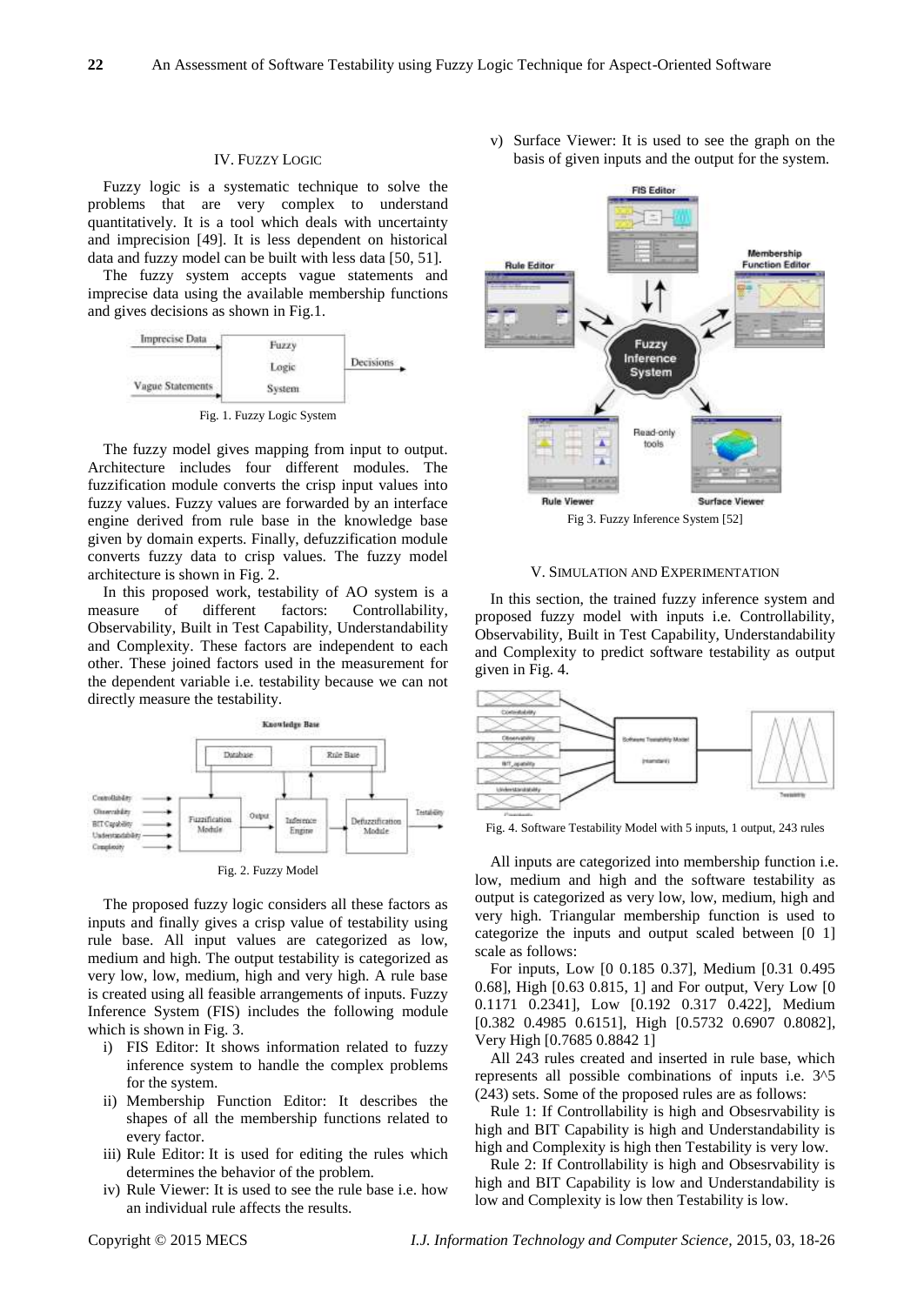## IV. Fuzzy Logic

Fuzzy logic is a systematic technique to solve the problems that are very complex to understand quantitatively. It is a tool which deals with uncertainty and imprecision [49]. It is less dependent on historical data and fuzzy model can be built with less data [50, 51].

The fuzzy system accepts vague statements and imprecise data using the available membership functions and gives decisions as shown in Fig.1.

Fig. 1. Fuzzy Logic System

The fuzzy model gives mapping from input to output. Architecture includes four different modules. The fuzzification module converts the crisp input values into fuzzy values. Fuzzy values are forwarded by an interface engine derived from rule base in the knowledge base given by domain experts. Finally, defuzzification module converts fuzzy data to crisp values. The fuzzy model architecture is shown in Fig. 2.

In this proposed work, testability of AO system is a measure of different factors: Controllability, Observability, Built in Test Capability, Understandability and Complexity. These factors are independent to each other. These joined factors used in the measurement for the dependent variable i.e. testability because we can not directly measure the testability.

Fig. 2. Fuzzy Model

The proposed fuzzy logic considers all these factors as inputs and finally gives a crisp value of testability using rule base. All input values are categorized as low, medium and high. The output testability is categorized as very low, low, medium, high and very high. A rule base is created using all feasible arrangements of inputs. Fuzzy Inference System (FIS) includes the following module which is shown in Fig. 3.

i) FIS Editor: It shows information related to fuzzy inference system to handle the complex problems for the system.
ii) Membership Function Editor: It describes the shapes of all the membership functions related to every factor.
iii) Rule Editor: It is used for editing the rules which determines the behavior of the problem.
iv) Rule Viewer: It is used to see the rule base i.e. how an individual rule affects the results.
v) Surface Viewer: It is used to see the graph on the basis of given inputs and the output for the system.

Fig 3. Fuzzy Inference System [52]

## V. Simulation and Experimentation

In this section, the trained fuzzy inference system and proposed fuzzy model with inputs i.e. Controllability, Observability, Built in Test Capability, Understandability and Complexity to predict software testability as output given in Fig. 4.

Fig. 4. Software Testability Model with 5 inputs, 1 output, 243 rules

All inputs are categorized into membership function i.e. low, medium and high and the software testability as output is categorized as very low, low, medium, high and very high. Triangular membership function is used to categorize the inputs and output scaled between [0 1] scale as follows:

For inputs, Low [0 0.185 0.37], Medium [0.31 0.495 0.68], High [0.63 0.815, 1] and For output, Very Low [0 0.1171 0.2341], Low [0.192 0.317 0.422], Medium [0.382 0.4985 0.6151], High [0.5732 0.6907 0.8082], Very High [0.7685 0.8842 1]

All 243 rules created and inserted in rule base, which represents all possible combinations of inputs i.e. 3^5 (243) sets. Some of the proposed rules are as follows:

Rule 1: If Controllability is high and Obsesrvability is high and BIT Capability is high and Understandability is high and Complexity is high then Testability is very low.

Rule 2: If Controllability is high and Obsesrvability is high and BIT Capability is low and Understandability is low and Complexity is low then Testability is low.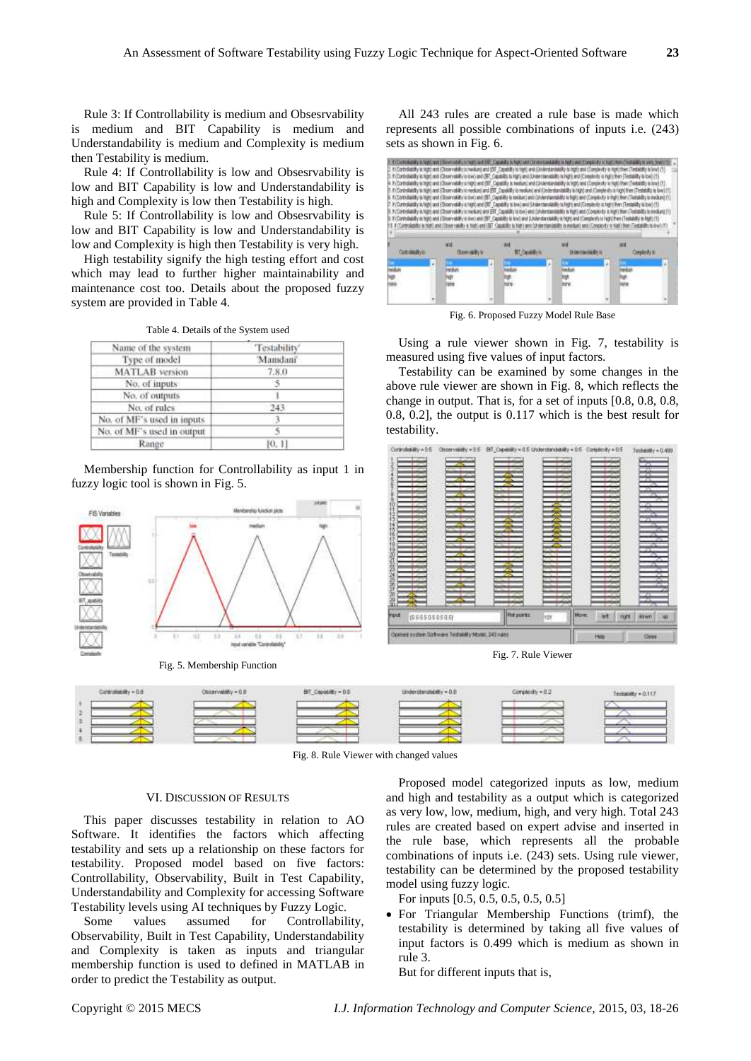Rule 3: If Controllability is medium and Obsesrvability is medium and BIT Capability is medium and Understandability is medium and Complexity is medium then Testability is medium.

Rule 4: If Controllability is low and Obsesrvability is low and BIT Capability is low and Understandability is high and Complexity is low then Testability is high.

Rule 5: If Controllability is low and Obsesrvability is low and BIT Capability is low and Understandability is low and Complexity is high then Testability is very high.

High testability signify the high testing effort and cost which may lead to further higher maintainability and maintenance cost too. Details about the proposed fuzzy system are provided in Table 4.

Table 4. Details of the System used

| Name of the system | 'Testability' |
|---|---|
| Type of model | 'Mamdani' |
| MATLAB version | 7.8.0 |
| No. of inputs | 5 |
| No. of outputs | 1 |
| No. of rules | 243 |
| No. of MF's used in inputs | 3 |
| No. of MF's used in output | 5 |
| Range | [0, 1] |

Membership function for Controllability as input 1 in fuzzy logic tool is shown in Fig. 5.

Fig. 5. Membership Function

All 243 rules are created a rule base is made which represents all possible combinations of inputs i.e. (243) sets as shown in Fig. 6.

Fig. 6. Proposed Fuzzy Model Rule Base

Using a rule viewer shown in Fig. 7, testability is measured using five values of input factors.

Testability can be examined by some changes in the above rule viewer are shown in Fig. 8, which reflects the change in output. That is, for a set of inputs [0.8, 0.8, 0.8, 0.8, 0.2], the output is 0.117 which is the best result for testability.

Fig. 7. Rule Viewer

Fig. 8. Rule Viewer with changed values

## VI. Discussion of Results

This paper discusses testability in relation to AO Software. It identifies the factors which affecting testability and sets up a relationship on these factors for testability. Proposed model based on five factors: Controllability, Observability, Built in Test Capability, Understandability and Complexity for accessing Software Testability levels using AI techniques by Fuzzy Logic.

Some values assumed for Controllability, Observability, Built in Test Capability, Understandability and Complexity is taken as inputs and triangular membership function is used to defined in MATLAB in order to predict the Testability as output.

Proposed model categorized inputs as low, medium and high and testability as a output which is categorized as very low, low, medium, high, and very high. Total 243 rules are created based on expert advise and inserted in the rule base, which represents all the probable combinations of inputs i.e. (243) sets. Using rule viewer, testability can be determined by the proposed testability model using fuzzy logic.

For inputs [0.5, 0.5, 0.5, 0.5, 0.5]

- For Triangular Membership Functions (trimf), the testability is determined by taking all five values of input factors is 0.499 which is medium as shown in rule 3.

But for different inputs that is,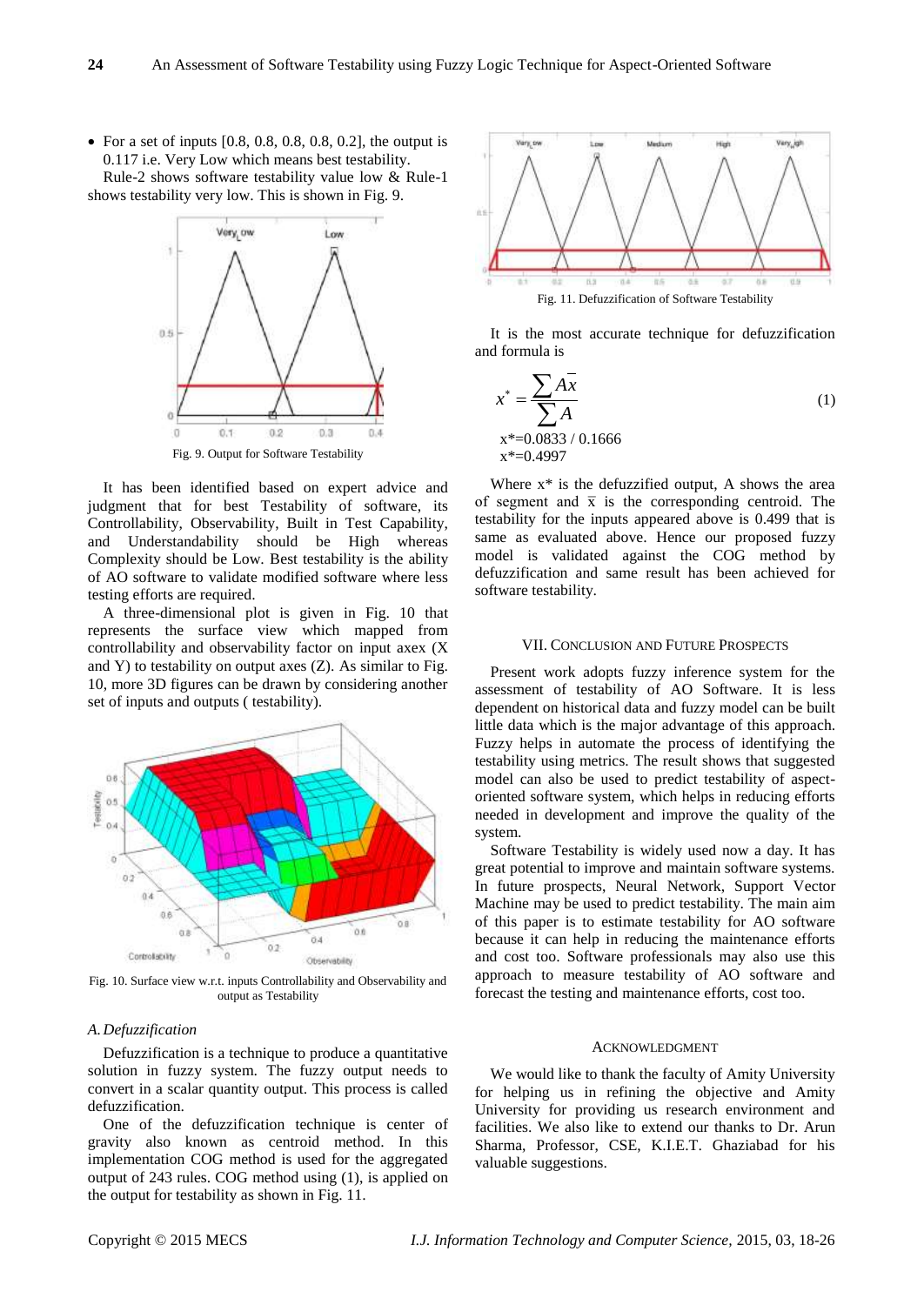- For a set of inputs [0.8, 0.8, 0.8, 0.8, 0.2], the output is 0.117 i.e. Very Low which means best testability.

Rule-2 shows software testability value low & Rule-1 shows testability very low. This is shown in Fig. 9.

Fig. 9. Output for Software Testability

It has been identified based on expert advice and judgment that for best Testability of software, its Controllability, Observability, Built in Test Capability, and Understandability should be High whereas Complexity should be Low. Best testability is the ability of AO software to validate modified software where less testing efforts are required.

A three-dimensional plot is given in Fig. 10 that represents the surface view which mapped from controllability and observability factor on input axex (X and Y) to testability on output axes (Z). As similar to Fig. 10, more 3D figures can be drawn by considering another set of inputs and outputs ( testability).

Fig. 10. Surface view w.r.t. inputs Controllability and Observability and output as Testability

### *A. Defuzzification*

Defuzzification is a technique to produce a quantitative solution in fuzzy system. The fuzzy output needs to convert in a scalar quantity output. This process is called defuzzification.

One of the defuzzification technique is center of gravity also known as centroid method. In this implementation COG method is used for the aggregated output of 243 rules. COG method using (1), is applied on the output for testability as shown in Fig. 11.

Fig. 11. Defuzzification of Software Testability

It is the most accurate technique for defuzzification and formula is

$$x^* = \frac{\sum A\bar{x}}{\sum A} \tag{1}$$

x*=0.0833 / 0.1666

x*=0.4997

Where x* is the defuzzified output, A shows the area of segment and $\bar{x}$ is the corresponding centroid. The testability for the inputs appeared above is 0.499 that is same as evaluated above. Hence our proposed fuzzy model is validated against the COG method by defuzzification and same result has been achieved for software testability.

## VII. Conclusion and Future Prospects

Present work adopts fuzzy inference system for the assessment of testability of AO Software. It is less dependent on historical data and fuzzy model can be built little data which is the major advantage of this approach. Fuzzy helps in automate the process of identifying the testability using metrics. The result shows that suggested model can also be used to predict testability of aspect-oriented software system, which helps in reducing efforts needed in development and improve the quality of the system.

Software Testability is widely used now a day. It has great potential to improve and maintain software systems. In future prospects, Neural Network, Support Vector Machine may be used to predict testability. The main aim of this paper is to estimate testability for AO software because it can help in reducing the maintenance efforts and cost too. Software professionals may also use this approach to measure testability of AO software and forecast the testing and maintenance efforts, cost too.

## Acknowledgment

We would like to thank the faculty of Amity University for helping us in refining the objective and Amity University for providing us research environment and facilities. We also like to extend our thanks to Dr. Arun Sharma, Professor, CSE, K.I.E.T. Ghaziabad for his valuable suggestions.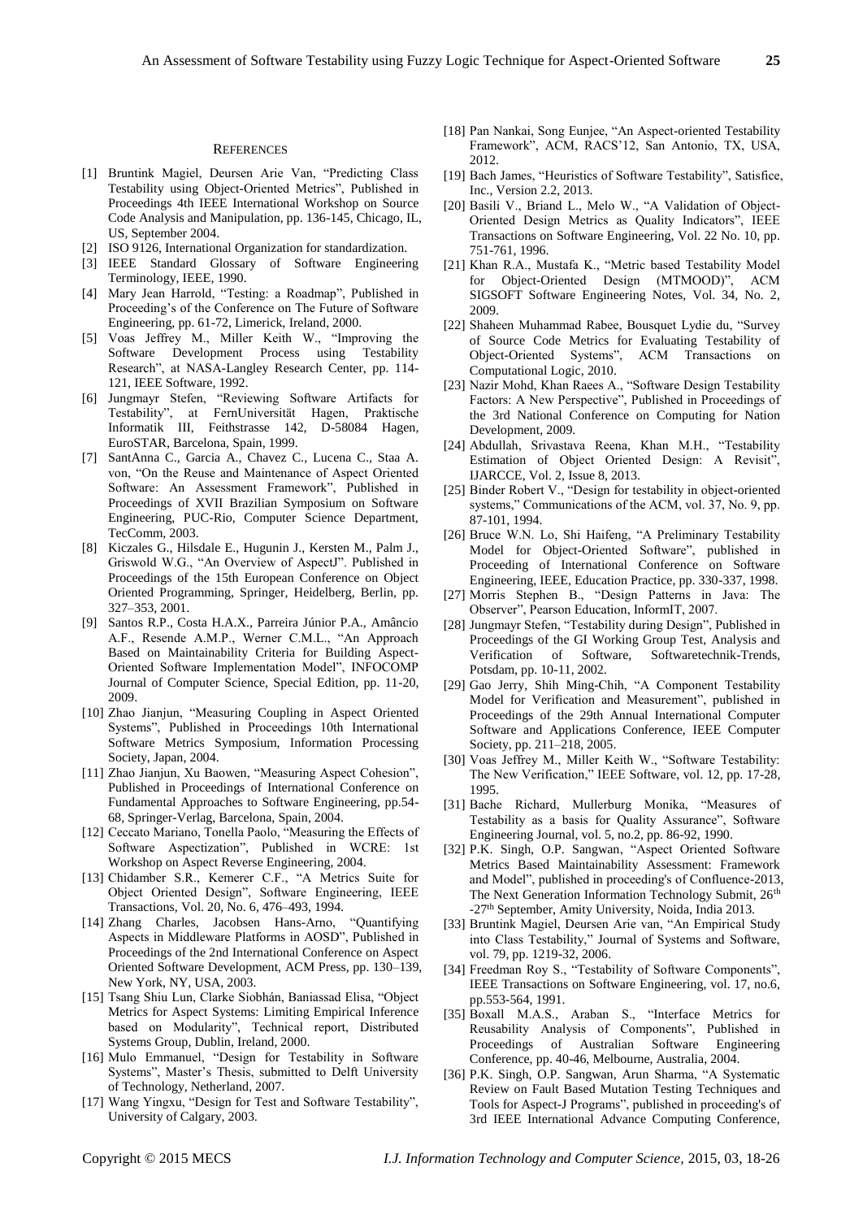## REFERENCES

[1] Bruntink Magiel, Deursen Arie Van, "Predicting Class Testability using Object-Oriented Metrics", Published in Proceedings 4th IEEE International Workshop on Source Code Analysis and Manipulation, pp. 136-145, Chicago, IL, US, September 2004.

[2] ISO 9126, International Organization for standardization.

[3] IEEE Standard Glossary of Software Engineering Terminology, IEEE, 1990.

[4] Mary Jean Harrold, "Testing: a Roadmap", Published in Proceeding's of the Conference on The Future of Software Engineering, pp. 61-72, Limerick, Ireland, 2000.

[5] Voas Jeffrey M., Miller Keith W., "Improving the Software Development Process using Testability Research", at NASA-Langley Research Center, pp. 114-121, IEEE Software, 1992.

[6] Jungmayr Stefen, "Reviewing Software Artifacts for Testability", at FernUniversität Hagen, Praktische Informatik III, Feithstrasse 142, D-58084 Hagen, EuroSTAR, Barcelona, Spain, 1999.

[7] SantAnna C., Garcia A., Chavez C., Lucena C., Staa A. von, "On the Reuse and Maintenance of Aspect Oriented Software: An Assessment Framework", Published in Proceedings of XVII Brazilian Symposium on Software Engineering, PUC-Rio, Computer Science Department, TecComm, 2003.

[8] Kiczales G., Hilsdale E., Hugunin J., Kersten M., Palm J., Griswold W.G., "An Overview of AspectJ". Published in Proceedings of the 15th European Conference on Object Oriented Programming, Springer, Heidelberg, Berlin, pp. 327–353, 2001.

[9] Santos R.P., Costa H.A.X., Parreira Júnior P.A., Amâncio A.F., Resende A.M.P., Werner C.M.L., "An Approach Based on Maintainability Criteria for Building Aspect-Oriented Software Implementation Model", INFOCOMP Journal of Computer Science, Special Edition, pp. 11-20, 2009.

[10] Zhao Jianjun, "Measuring Coupling in Aspect Oriented Systems", Published in Proceedings 10th International Software Metrics Symposium, Information Processing Society, Japan, 2004.

[11] Zhao Jianjun, Xu Baowen, "Measuring Aspect Cohesion", Published in Proceedings of International Conference on Fundamental Approaches to Software Engineering, pp.54-68, Springer-Verlag, Barcelona, Spain, 2004.

[12] Ceccato Mariano, Tonella Paolo, "Measuring the Effects of Software Aspectization", Published in WCRE: 1st Workshop on Aspect Reverse Engineering, 2004.

[13] Chidamber S.R., Kemerer C.F., "A Metrics Suite for Object Oriented Design", Software Engineering, IEEE Transactions, Vol. 20, No. 6, 476–493, 1994.

[14] Zhang Charles, Jacobsen Hans-Arno, "Quantifying Aspects in Middleware Platforms in AOSD", Published in Proceedings of the 2nd International Conference on Aspect Oriented Software Development, ACM Press, pp. 130–139, New York, NY, USA, 2003.

[15] Tsang Shiu Lun, Clarke Siobhán, Baniassad Elisa, "Object Metrics for Aspect Systems: Limiting Empirical Inference based on Modularity", Technical report, Distributed Systems Group, Dublin, Ireland, 2000.

[16] Mulo Emmanuel, "Design for Testability in Software Systems", Master's Thesis, submitted to Delft University of Technology, Netherland, 2007.

[17] Wang Yingxu, "Design for Test and Software Testability", University of Calgary, 2003.

[18] Pan Nankai, Song Eunjee, "An Aspect-oriented Testability Framework", ACM, RACS'12, San Antonio, TX, USA, 2012.

[19] Bach James, "Heuristics of Software Testability", Satisfice, Inc., Version 2.2, 2013.

[20] Basili V., Briand L., Melo W., "A Validation of Object-Oriented Design Metrics as Quality Indicators", IEEE Transactions on Software Engineering, Vol. 22 No. 10, pp. 751-761, 1996.

[21] Khan R.A., Mustafa K., "Metric based Testability Model for Object-Oriented Design (MTMOOD)", ACM SIGSOFT Software Engineering Notes, Vol. 34, No. 2, 2009.

[22] Shaheen Muhammad Rabee, Bousquet Lydie du, "Survey of Source Code Metrics for Evaluating Testability of Object-Oriented Systems", ACM Transactions on Computational Logic, 2010.

[23] Nazir Mohd, Khan Raees A., "Software Design Testability Factors: A New Perspective", Published in Proceedings of the 3rd National Conference on Computing for Nation Development, 2009.

[24] Abdullah, Srivastava Reena, Khan M.H., "Testability Estimation of Object Oriented Design: A Revisit", IJARCCE, Vol. 2, Issue 8, 2013.

[25] Binder Robert V., "Design for testability in object-oriented systems," Communications of the ACM, vol. 37, No. 9, pp. 87-101, 1994.

[26] Bruce W.N. Lo, Shi Haifeng, "A Preliminary Testability Model for Object-Oriented Software", published in Proceeding of International Conference on Software Engineering, IEEE, Education Practice, pp. 330-337, 1998.

[27] Morris Stephen B., "Design Patterns in Java: The Observer", Pearson Education, InformIT, 2007.

[28] Jungmayr Stefen, "Testability during Design", Published in Proceedings of the GI Working Group Test, Analysis and Verification of Software, Softwaretechnik-Trends, Potsdam, pp. 10-11, 2002.

[29] Gao Jerry, Shih Ming-Chih, "A Component Testability Model for Verification and Measurement", published in Proceedings of the 29th Annual International Computer Software and Applications Conference, IEEE Computer Society, pp. 211–218, 2005.

[30] Voas Jeffrey M., Miller Keith W., "Software Testability: The New Verification," IEEE Software, vol. 12, pp. 17-28, 1995.

[31] Bache Richard, Mullerburg Monika, "Measures of Testability as a basis for Quality Assurance", Software Engineering Journal, vol. 5, no.2, pp. 86-92, 1990.

[32] P.K. Singh, O.P. Sangwan, "Aspect Oriented Software Metrics Based Maintainability Assessment: Framework and Model", published in proceeding's of Confluence-2013, The Next Generation Information Technology Submit, 26th -27th September, Amity University, Noida, India 2013.

[33] Bruntink Magiel, Deursen Arie van, "An Empirical Study into Class Testability," Journal of Systems and Software, vol. 79, pp. 1219-32, 2006.

[34] Freedman Roy S., "Testability of Software Components", IEEE Transactions on Software Engineering, vol. 17, no.6, pp.553-564, 1991.

[35] Boxall M.A.S., Araban S., "Interface Metrics for Reusability Analysis of Components", Published in Proceedings of Australian Software Engineering Conference, pp. 40-46, Melbourne, Australia, 2004.

[36] P.K. Singh, O.P. Sangwan, Arun Sharma, "A Systematic Review on Fault Based Mutation Testing Techniques and Tools for Aspect-J Programs", published in proceeding's of 3rd IEEE International Advance Computing Conference,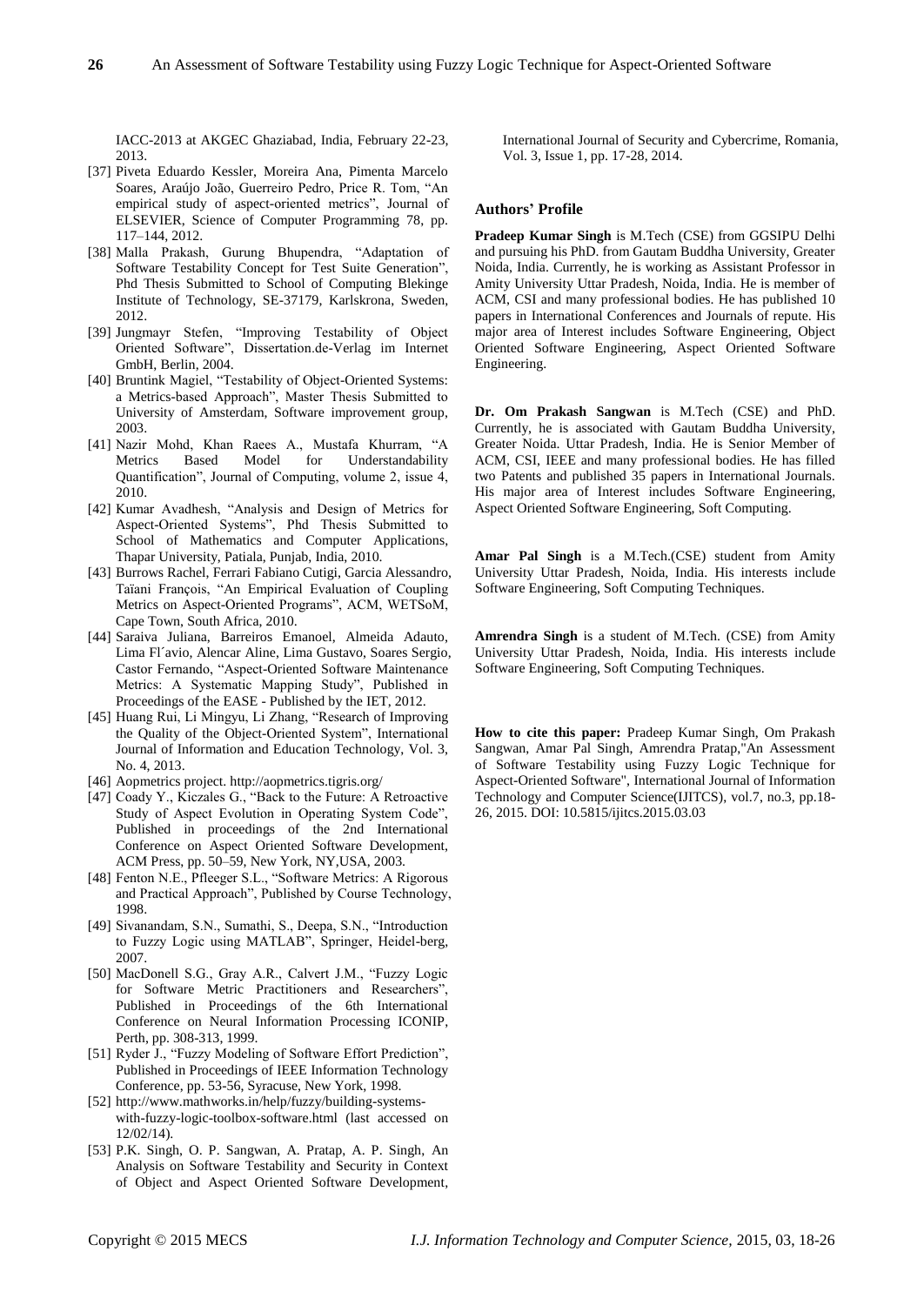IACC-2013 at AKGEC Ghaziabad, India, February 22-23, 2013.

[37] Piveta Eduardo Kessler, Moreira Ana, Pimenta Marcelo Soares, Araújo João, Guerreiro Pedro, Price R. Tom, "An empirical study of aspect-oriented metrics", Journal of ELSEVIER, Science of Computer Programming 78, pp. 117–144, 2012.

[38] Malla Prakash, Gurung Bhupendra, "Adaptation of Software Testability Concept for Test Suite Generation", Phd Thesis Submitted to School of Computing Blekinge Institute of Technology, SE-37179, Karlskrona, Sweden, 2012.

[39] Jungmayr Stefen, "Improving Testability of Object Oriented Software", Dissertation.de-Verlag im Internet GmbH, Berlin, 2004.

[40] Bruntink Magiel, "Testability of Object-Oriented Systems: a Metrics-based Approach", Master Thesis Submitted to University of Amsterdam, Software improvement group, 2003.

[41] Nazir Mohd, Khan Raees A., Mustafa Khurram, "A Metrics Based Model for Understandability Quantification", Journal of Computing, volume 2, issue 4, 2010.

[42] Kumar Avadhesh, "Analysis and Design of Metrics for Aspect-Oriented Systems", Phd Thesis Submitted to School of Mathematics and Computer Applications, Thapar University, Patiala, Punjab, India, 2010.

[43] Burrows Rachel, Ferrari Fabiano Cutigi, Garcia Alessandro, Taïani François, "An Empirical Evaluation of Coupling Metrics on Aspect-Oriented Programs", ACM, WETSoM, Cape Town, South Africa, 2010.

[44] Saraiva Juliana, Barreiros Emanoel, Almeida Adauto, Lima Fl´avio, Alencar Aline, Lima Gustavo, Soares Sergio, Castor Fernando, "Aspect-Oriented Software Maintenance Metrics: A Systematic Mapping Study", Published in Proceedings of the EASE - Published by the IET, 2012.

[45] Huang Rui, Li Mingyu, Li Zhang, "Research of Improving the Quality of the Object-Oriented System", International Journal of Information and Education Technology, Vol. 3, No. 4, 2013.

[46] Aopmetrics project. http://aopmetrics.tigris.org/

[47] Coady Y., Kiczales G., "Back to the Future: A Retroactive Study of Aspect Evolution in Operating System Code", Published in proceedings of the 2nd International Conference on Aspect Oriented Software Development, ACM Press, pp. 50–59, New York, NY,USA, 2003.

[48] Fenton N.E., Pfleeger S.L., "Software Metrics: A Rigorous and Practical Approach", Published by Course Technology, 1998.

[49] Sivanandam, S.N., Sumathi, S., Deepa, S.N., "Introduction to Fuzzy Logic using MATLAB", Springer, Heidel-berg, 2007.

[50] MacDonell S.G., Gray A.R., Calvert J.M., "Fuzzy Logic for Software Metric Practitioners and Researchers", Published in Proceedings of the 6th International Conference on Neural Information Processing ICONIP, Perth, pp. 308-313, 1999.

[51] Ryder J., "Fuzzy Modeling of Software Effort Prediction", Published in Proceedings of IEEE Information Technology Conference, pp. 53-56, Syracuse, New York, 1998.

[52] http://www.mathworks.in/help/fuzzy/building-systems-with-fuzzy-logic-toolbox-software.html (last accessed on 12/02/14).

[53] P.K. Singh, O. P. Sangwan, A. Pratap, A. P. Singh, An Analysis on Software Testability and Security in Context of Object and Aspect Oriented Software Development, International Journal of Security and Cybercrime, Romania, Vol. 3, Issue 1, pp. 17-28, 2014.

### Authors' Profile

**Pradeep Kumar Singh** is M.Tech (CSE) from GGSIPU Delhi and pursuing his PhD. from Gautam Buddha University, Greater Noida, India. Currently, he is working as Assistant Professor in Amity University Uttar Pradesh, Noida, India. He is member of ACM, CSI and many professional bodies. He has published 10 papers in International Conferences and Journals of repute. His major area of Interest includes Software Engineering, Object Oriented Software Engineering, Aspect Oriented Software Engineering.

**Dr. Om Prakash Sangwan** is M.Tech (CSE) and PhD. Currently, he is associated with Gautam Buddha University, Greater Noida. Uttar Pradesh, India. He is Senior Member of ACM, CSI, IEEE and many professional bodies. He has filled two Patents and published 35 papers in International Journals. His major area of Interest includes Software Engineering, Aspect Oriented Software Engineering, Soft Computing.

**Amar Pal Singh** is a M.Tech.(CSE) student from Amity University Uttar Pradesh, Noida, India. His interests include Software Engineering, Soft Computing Techniques.

**Amrendra Singh** is a student of M.Tech. (CSE) from Amity University Uttar Pradesh, Noida, India. His interests include Software Engineering, Soft Computing Techniques.

**How to cite this paper:** Pradeep Kumar Singh, Om Prakash Sangwan, Amar Pal Singh, Amrendra Pratap,"An Assessment of Software Testability using Fuzzy Logic Technique for Aspect-Oriented Software", International Journal of Information Technology and Computer Science(IJITCS), vol.7, no.3, pp.18-26, 2015. DOI: 10.5815/ijitcs.2015.03.03